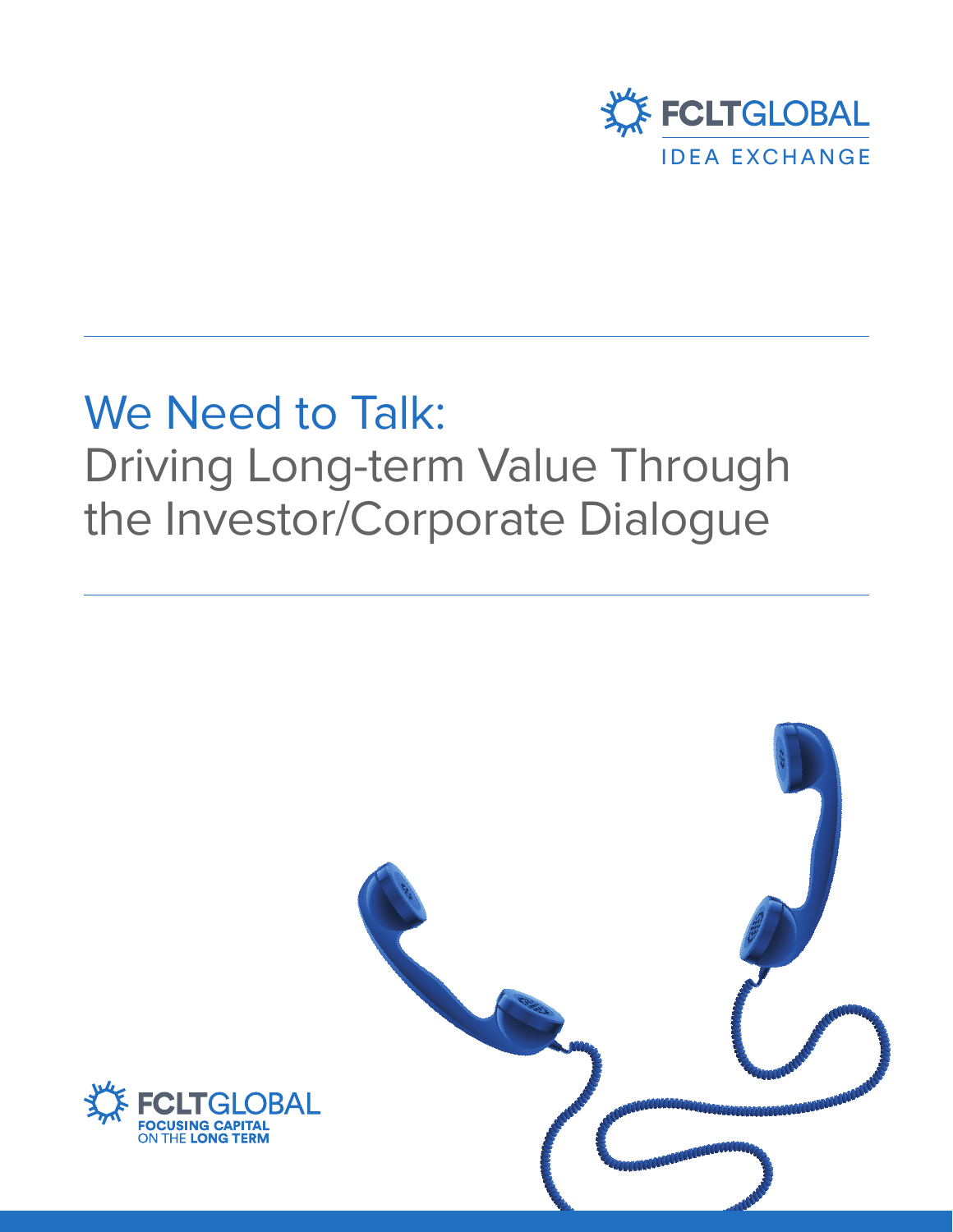FCLTGLOBAL

IDEA EXCHANGE

# We Need to Talk: Driving Long-term Value Through the Investor/Corporate Dialogue

FCLTGLOBAL

FOCUSING CAPITAL ON THE LONG TERM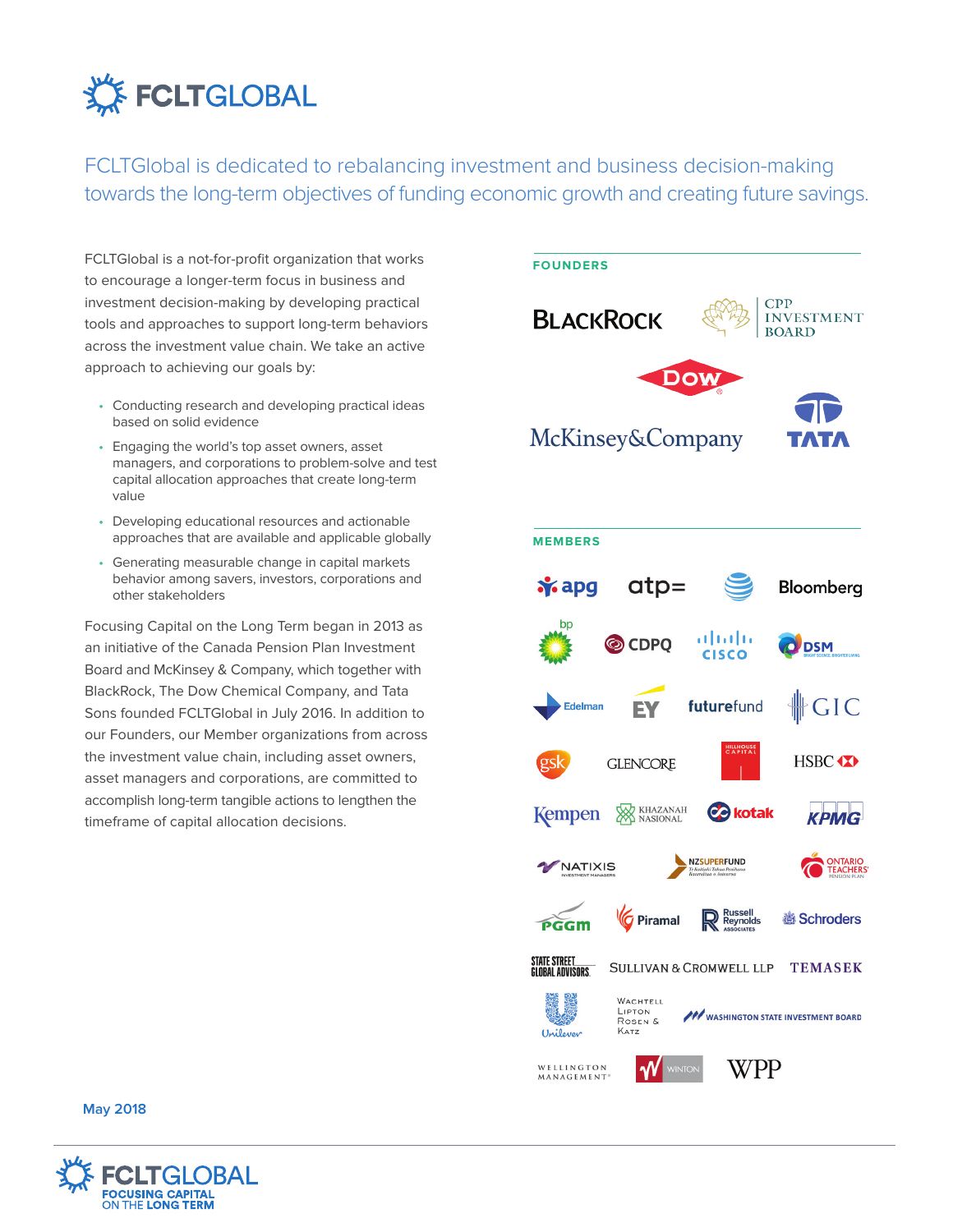# FCLTGLOBAL

FCLTGlobal is dedicated to rebalancing investment and business decision-making towards the long-term objectives of funding economic growth and creating future savings.

FCLTGlobal is a not-for-profit organization that works to encourage a longer-term focus in business and investment decision-making by developing practical tools and approaches to support long-term behaviors across the investment value chain. We take an active approach to achieving our goals by:

- Conducting research and developing practical ideas based on solid evidence
- Engaging the world's top asset owners, asset managers, and corporations to problem-solve and test capital allocation approaches that create long-term value
- Developing educational resources and actionable approaches that are available and applicable globally
- Generating measurable change in capital markets behavior among savers, investors, corporations and other stakeholders

Focusing Capital on the Long Term began in 2013 as an initiative of the Canada Pension Plan Investment Board and McKinsey & Company, which together with BlackRock, The Dow Chemical Company, and Tata Sons founded FCLTGlobal in July 2016. In addition to our Founders, our Member organizations from across the investment value chain, including asset owners, asset managers and corporations, are committed to accomplish long-term tangible actions to lengthen the timeframe of capital allocation decisions.

## FOUNDERS

BlackRock, CPP Investment Board, Dow, McKinsey&Company, TATA

## MEMBERS

apg, atp, AT&T, Bloomberg, bp, CDPQ, Cisco, DSM, Edelman, EY, futurefund, GIC, gsk, Glencore, Hillhouse Capital, HSBC, Kempen, Khazanah Nasional, kotak, KPMG, Natixis Investment Managers, NZ Superfund, Ontario Teachers' Pension Plan, PGGM, Piramal, Russell Reynolds Associates, Schroders, State Street Global Advisors, Sullivan & Cromwell LLP, Temasek, Unilever, Wachtell Lipton Rosen & Katz, Washington State Investment Board, Wellington Management, Winton, WPP

May 2018

FCLTGLOBAL
FOCUSING CAPITAL ON THE LONG TERM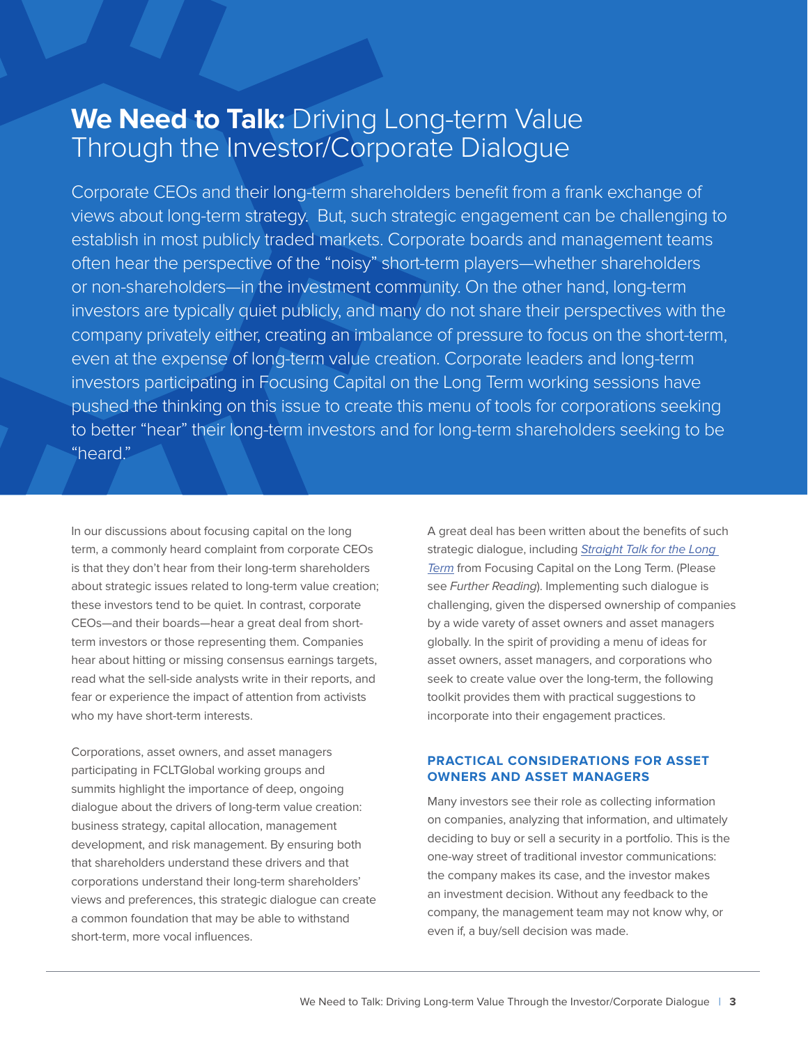# **We Need to Talk:** Driving Long-term Value Through the Investor/Corporate Dialogue

Corporate CEOs and their long-term shareholders benefit from a frank exchange of views about long-term strategy. But, such strategic engagement can be challenging to establish in most publicly traded markets. Corporate boards and management teams often hear the perspective of the "noisy" short-term players—whether shareholders or non-shareholders—in the investment community. On the other hand, long-term investors are typically quiet publicly, and many do not share their perspectives with the company privately either, creating an imbalance of pressure to focus on the short-term, even at the expense of long-term value creation. Corporate leaders and long-term investors participating in Focusing Capital on the Long Term working sessions have pushed the thinking on this issue to create this menu of tools for corporations seeking to better "hear" their long-term investors and for long-term shareholders seeking to be "heard."

In our discussions about focusing capital on the long term, a commonly heard complaint from corporate CEOs is that they don't hear from their long-term shareholders about strategic issues related to long-term value creation; these investors tend to be quiet. In contrast, corporate CEOs—and their boards—hear a great deal from short-term investors or those representing them. Companies hear about hitting or missing consensus earnings targets, read what the sell-side analysts write in their reports, and fear or experience the impact of attention from activists who my have short-term interests.

Corporations, asset owners, and asset managers participating in FCLTGlobal working groups and summits highlight the importance of deep, ongoing dialogue about the drivers of long-term value creation: business strategy, capital allocation, management development, and risk management. By ensuring both that shareholders understand these drivers and that corporations understand their long-term shareholders' views and preferences, this strategic dialogue can create a common foundation that may be able to withstand short-term, more vocal influences.

A great deal has been written about the benefits of such strategic dialogue, including *Straight Talk for the Long Term* from Focusing Capital on the Long Term. (Please see *Further Reading*). Implementing such dialogue is challenging, given the dispersed ownership of companies by a wide varety of asset owners and asset managers globally. In the spirit of providing a menu of ideas for asset owners, asset managers, and corporations who seek to create value over the long-term, the following toolkit provides them with practical suggestions to incorporate into their engagement practices.

## PRACTICAL CONSIDERATIONS FOR ASSET OWNERS AND ASSET MANAGERS

Many investors see their role as collecting information on companies, analyzing that information, and ultimately deciding to buy or sell a security in a portfolio. This is the one-way street of traditional investor communications: the company makes its case, and the investor makes an investment decision. Without any feedback to the company, the management team may not know why, or even if, a buy/sell decision was made.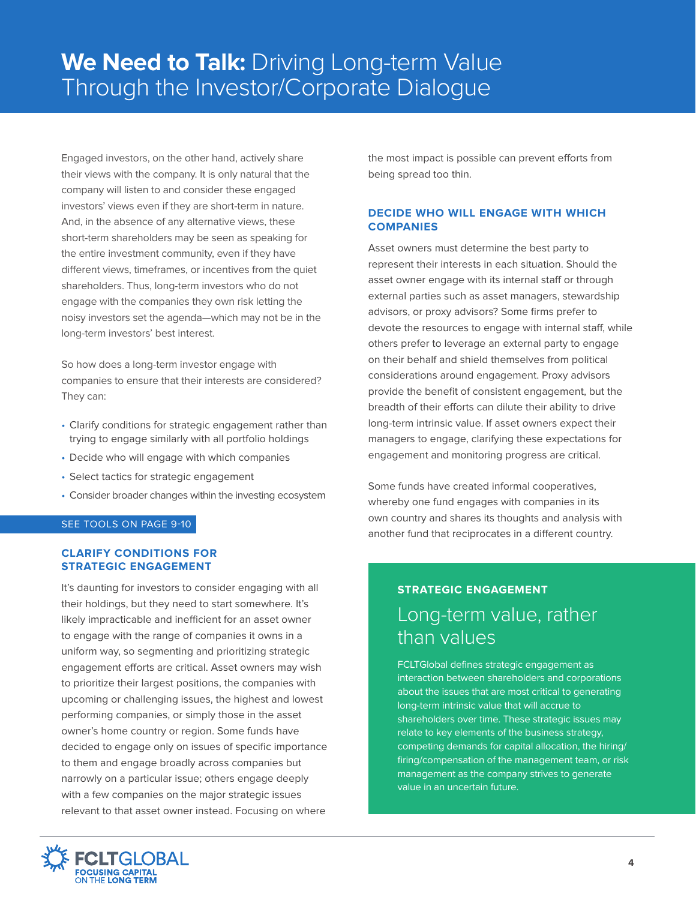# **We Need to Talk:** Driving Long-term Value Through the Investor/Corporate Dialogue

Engaged investors, on the other hand, actively share their views with the company. It is only natural that the company will listen to and consider these engaged investors' views even if they are short-term in nature. And, in the absence of any alternative views, these short-term shareholders may be seen as speaking for the entire investment community, even if they have different views, timeframes, or incentives from the quiet shareholders. Thus, long-term investors who do not engage with the companies they own risk letting the noisy investors set the agenda—which may not be in the long-term investors' best interest.

So how does a long-term investor engage with companies to ensure that their interests are considered? They can:

- Clarify conditions for strategic engagement rather than trying to engage similarly with all portfolio holdings
- Decide who will engage with which companies
- Select tactics for strategic engagement
- Consider broader changes within the investing ecosystem

SEE TOOLS ON PAGE 9-10

### CLARIFY CONDITIONS FOR STRATEGIC ENGAGEMENT

It's daunting for investors to consider engaging with all their holdings, but they need to start somewhere. It's likely impracticable and inefficient for an asset owner to engage with the range of companies it owns in a uniform way, so segmenting and prioritizing strategic engagement efforts are critical. Asset owners may wish to prioritize their largest positions, the companies with upcoming or challenging issues, the highest and lowest performing companies, or simply those in the asset owner's home country or region. Some funds have decided to engage only on issues of specific importance to them and engage broadly across companies but narrowly on a particular issue; others engage deeply with a few companies on the major strategic issues relevant to that asset owner instead. Focusing on where the most impact is possible can prevent efforts from being spread too thin.

### DECIDE WHO WILL ENGAGE WITH WHICH COMPANIES

Asset owners must determine the best party to represent their interests in each situation. Should the asset owner engage with its internal staff or through external parties such as asset managers, stewardship advisors, or proxy advisors? Some firms prefer to devote the resources to engage with internal staff, while others prefer to leverage an external party to engage on their behalf and shield themselves from political considerations around engagement. Proxy advisors provide the benefit of consistent engagement, but the breadth of their efforts can dilute their ability to drive long-term intrinsic value. If asset owners expect their managers to engage, clarifying these expectations for engagement and monitoring progress are critical.

Some funds have created informal cooperatives, whereby one fund engages with companies in its own country and shares its thoughts and analysis with another fund that reciprocates in a different country.

#### STRATEGIC ENGAGEMENT

## Long-term value, rather than values

FCLTGlobal defines strategic engagement as interaction between shareholders and corporations about the issues that are most critical to generating long-term intrinsic value that will accrue to shareholders over time. These strategic issues may relate to key elements of the business strategy, competing demands for capital allocation, the hiring/firing/compensation of the management team, or risk management as the company strives to generate value in an uncertain future.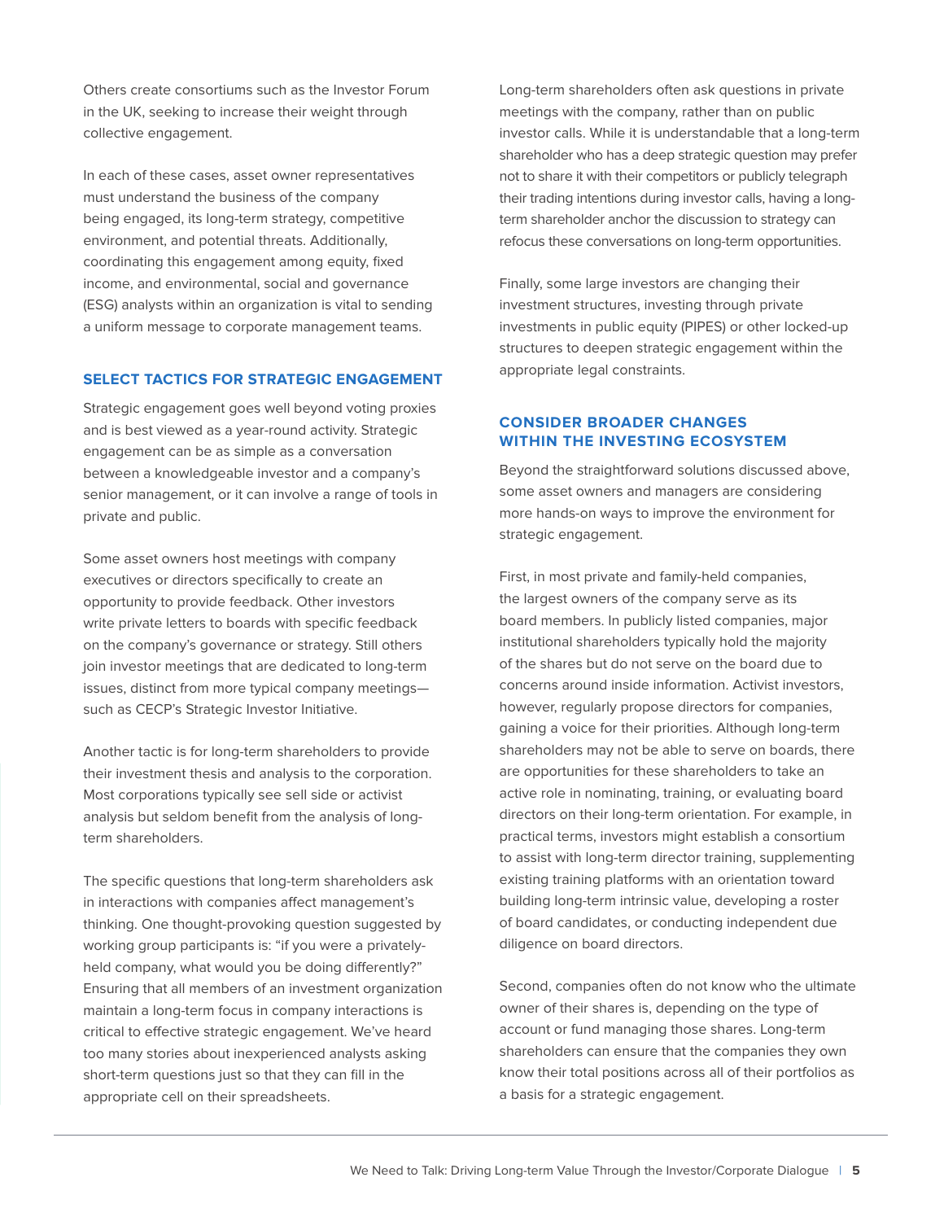Others create consortiums such as the Investor Forum in the UK, seeking to increase their weight through collective engagement.

In each of these cases, asset owner representatives must understand the business of the company being engaged, its long-term strategy, competitive environment, and potential threats. Additionally, coordinating this engagement among equity, fixed income, and environmental, social and governance (ESG) analysts within an organization is vital to sending a uniform message to corporate management teams.

## SELECT TACTICS FOR STRATEGIC ENGAGEMENT

Strategic engagement goes well beyond voting proxies and is best viewed as a year-round activity. Strategic engagement can be as simple as a conversation between a knowledgeable investor and a company's senior management, or it can involve a range of tools in private and public.

Some asset owners host meetings with company executives or directors specifically to create an opportunity to provide feedback. Other investors write private letters to boards with specific feedback on the company's governance or strategy. Still others join investor meetings that are dedicated to long-term issues, distinct from more typical company meetings—such as CECP's Strategic Investor Initiative.

Another tactic is for long-term shareholders to provide their investment thesis and analysis to the corporation. Most corporations typically see sell side or activist analysis but seldom benefit from the analysis of long-term shareholders.

The specific questions that long-term shareholders ask in interactions with companies affect management's thinking. One thought-provoking question suggested by working group participants is: "if you were a privately-held company, what would you be doing differently?" Ensuring that all members of an investment organization maintain a long-term focus in company interactions is critical to effective strategic engagement. We've heard too many stories about inexperienced analysts asking short-term questions just so that they can fill in the appropriate cell on their spreadsheets.

Long-term shareholders often ask questions in private meetings with the company, rather than on public investor calls. While it is understandable that a long-term shareholder who has a deep strategic question may prefer not to share it with their competitors or publicly telegraph their trading intentions during investor calls, having a long-term shareholder anchor the discussion to strategy can refocus these conversations on long-term opportunities.

Finally, some large investors are changing their investment structures, investing through private investments in public equity (PIPES) or other locked-up structures to deepen strategic engagement within the appropriate legal constraints.

## CONSIDER BROADER CHANGES WITHIN THE INVESTING ECOSYSTEM

Beyond the straightforward solutions discussed above, some asset owners and managers are considering more hands-on ways to improve the environment for strategic engagement.

First, in most private and family-held companies, the largest owners of the company serve as its board members. In publicly listed companies, major institutional shareholders typically hold the majority of the shares but do not serve on the board due to concerns around inside information. Activist investors, however, regularly propose directors for companies, gaining a voice for their priorities. Although long-term shareholders may not be able to serve on boards, there are opportunities for these shareholders to take an active role in nominating, training, or evaluating board directors on their long-term orientation. For example, in practical terms, investors might establish a consortium to assist with long-term director training, supplementing existing training platforms with an orientation toward building long-term intrinsic value, developing a roster of board candidates, or conducting independent due diligence on board directors.

Second, companies often do not know who the ultimate owner of their shares is, depending on the type of account or fund managing those shares. Long-term shareholders can ensure that the companies they own know their total positions across all of their portfolios as a basis for a strategic engagement.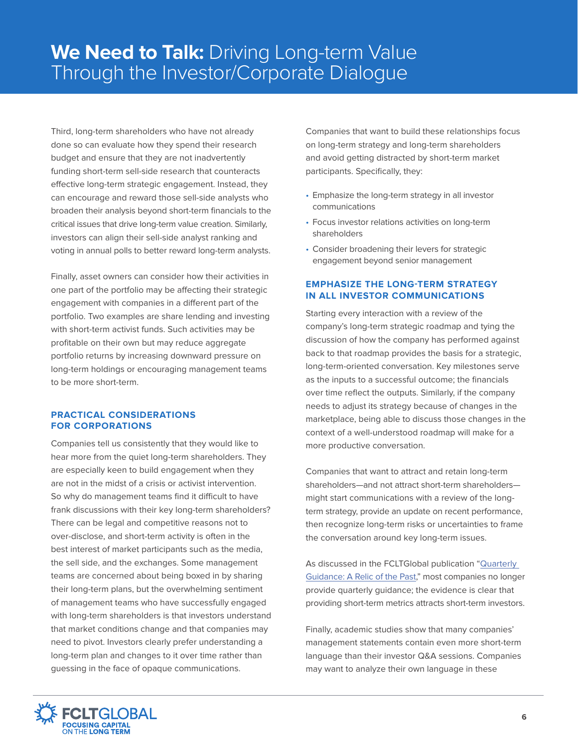Third, long-term shareholders who have not already done so can evaluate how they spend their research budget and ensure that they are not inadvertently funding short-term sell-side research that counteracts effective long-term strategic engagement. Instead, they can encourage and reward those sell-side analysts who broaden their analysis beyond short-term financials to the critical issues that drive long-term value creation. Similarly, investors can align their sell-side analyst ranking and voting in annual polls to better reward long-term analysts.

Finally, asset owners can consider how their activities in one part of the portfolio may be affecting their strategic engagement with companies in a different part of the portfolio. Two examples are share lending and investing with short-term activist funds. Such activities may be profitable on their own but may reduce aggregate portfolio returns by increasing downward pressure on long-term holdings or encouraging management teams to be more short-term.

### PRACTICAL CONSIDERATIONS FOR CORPORATIONS

Companies tell us consistently that they would like to hear more from the quiet long-term shareholders. They are especially keen to build engagement when they are not in the midst of a crisis or activist intervention. So why do management teams find it difficult to have frank discussions with their key long-term shareholders? There can be legal and competitive reasons not to over-disclose, and short-term activity is often in the best interest of market participants such as the media, the sell side, and the exchanges. Some management teams are concerned about being boxed in by sharing their long-term plans, but the overwhelming sentiment of management teams who have successfully engaged with long-term shareholders is that investors understand that market conditions change and that companies may need to pivot. Investors clearly prefer understanding a long-term plan and changes to it over time rather than guessing in the face of opaque communications.

Companies that want to build these relationships focus on long-term strategy and long-term shareholders and avoid getting distracted by short-term market participants. Specifically, they:

- Emphasize the long-term strategy in all investor communications
- Focus investor relations activities on long-term shareholders
- Consider broadening their levers for strategic engagement beyond senior management

### EMPHASIZE THE LONG-TERM STRATEGY IN ALL INVESTOR COMMUNICATIONS

Starting every interaction with a review of the company's long-term strategic roadmap and tying the discussion of how the company has performed against back to that roadmap provides the basis for a strategic, long-term-oriented conversation. Key milestones serve as the inputs to a successful outcome; the financials over time reflect the outputs. Similarly, if the company needs to adjust its strategy because of changes in the marketplace, being able to discuss those changes in the context of a well-understood roadmap will make for a more productive conversation.

Companies that want to attract and retain long-term shareholders—and not attract short-term shareholders—might start communications with a review of the long-term strategy, provide an update on recent performance, then recognize long-term risks or uncertainties to frame the conversation around key long-term issues.

As discussed in the FCLTGlobal publication "Quarterly Guidance: A Relic of the Past," most companies no longer provide quarterly guidance; the evidence is clear that providing short-term metrics attracts short-term investors.

Finally, academic studies show that many companies' management statements contain even more short-term language than their investor Q&A sessions. Companies may want to analyze their own language in these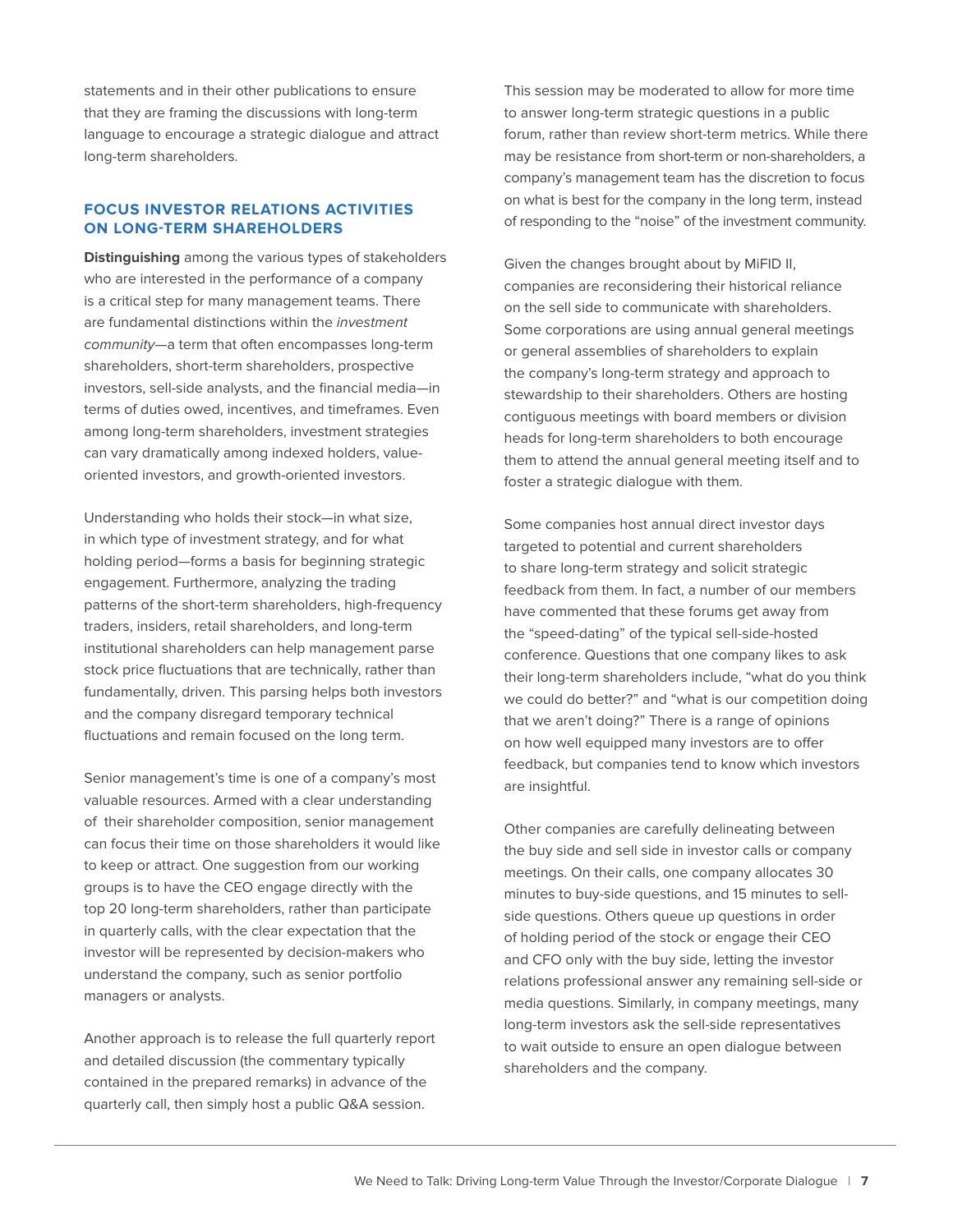statements and in their other publications to ensure that they are framing the discussions with long-term language to encourage a strategic dialogue and attract long-term shareholders.

### FOCUS INVESTOR RELATIONS ACTIVITIES ON LONG-TERM SHAREHOLDERS

**Distinguishing** among the various types of stakeholders who are interested in the performance of a company is a critical step for many management teams. There are fundamental distinctions within the *investment community*—a term that often encompasses long-term shareholders, short-term shareholders, prospective investors, sell-side analysts, and the financial media—in terms of duties owed, incentives, and timeframes. Even among long-term shareholders, investment strategies can vary dramatically among indexed holders, value-oriented investors, and growth-oriented investors.

Understanding who holds their stock—in what size, in which type of investment strategy, and for what holding period—forms a basis for beginning strategic engagement. Furthermore, analyzing the trading patterns of the short-term shareholders, high-frequency traders, insiders, retail shareholders, and long-term institutional shareholders can help management parse stock price fluctuations that are technically, rather than fundamentally, driven. This parsing helps both investors and the company disregard temporary technical fluctuations and remain focused on the long term.

Senior management's time is one of a company's most valuable resources. Armed with a clear understanding of their shareholder composition, senior management can focus their time on those shareholders it would like to keep or attract. One suggestion from our working groups is to have the CEO engage directly with the top 20 long-term shareholders, rather than participate in quarterly calls, with the clear expectation that the investor will be represented by decision-makers who understand the company, such as senior portfolio managers or analysts.

Another approach is to release the full quarterly report and detailed discussion (the commentary typically contained in the prepared remarks) in advance of the quarterly call, then simply host a public Q&A session. This session may be moderated to allow for more time to answer long-term strategic questions in a public forum, rather than review short-term metrics. While there may be resistance from short-term or non-shareholders, a company's management team has the discretion to focus on what is best for the company in the long term, instead of responding to the "noise" of the investment community.

Given the changes brought about by MiFID II, companies are reconsidering their historical reliance on the sell side to communicate with shareholders. Some corporations are using annual general meetings or general assemblies of shareholders to explain the company's long-term strategy and approach to stewardship to their shareholders. Others are hosting contiguous meetings with board members or division heads for long-term shareholders to both encourage them to attend the annual general meeting itself and to foster a strategic dialogue with them.

Some companies host annual direct investor days targeted to potential and current shareholders to share long-term strategy and solicit strategic feedback from them. In fact, a number of our members have commented that these forums get away from the "speed-dating" of the typical sell-side-hosted conference. Questions that one company likes to ask their long-term shareholders include, "what do you think we could do better?" and "what is our competition doing that we aren't doing?" There is a range of opinions on how well equipped many investors are to offer feedback, but companies tend to know which investors are insightful.

Other companies are carefully delineating between the buy side and sell side in investor calls or company meetings. On their calls, one company allocates 30 minutes to buy-side questions, and 15 minutes to sell-side questions. Others queue up questions in order of holding period of the stock or engage their CEO and CFO only with the buy side, letting the investor relations professional answer any remaining sell-side or media questions. Similarly, in company meetings, many long-term investors ask the sell-side representatives to wait outside to ensure an open dialogue between shareholders and the company.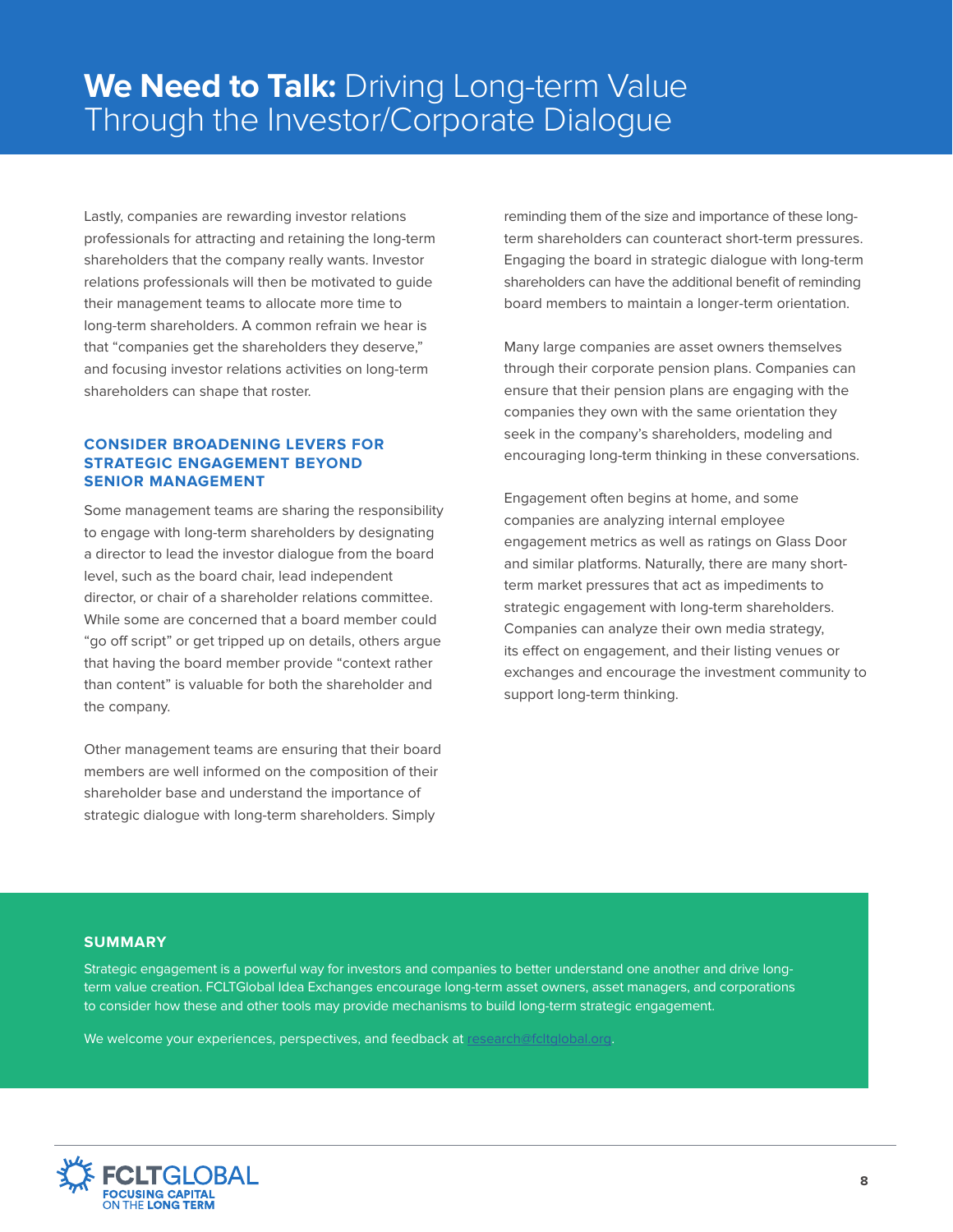Lastly, companies are rewarding investor relations professionals for attracting and retaining the long-term shareholders that the company really wants. Investor relations professionals will then be motivated to guide their management teams to allocate more time to long-term shareholders. A common refrain we hear is that "companies get the shareholders they deserve," and focusing investor relations activities on long-term shareholders can shape that roster.

### CONSIDER BROADENING LEVERS FOR STRATEGIC ENGAGEMENT BEYOND SENIOR MANAGEMENT

Some management teams are sharing the responsibility to engage with long-term shareholders by designating a director to lead the investor dialogue from the board level, such as the board chair, lead independent director, or chair of a shareholder relations committee. While some are concerned that a board member could "go off script" or get tripped up on details, others argue that having the board member provide "context rather than content" is valuable for both the shareholder and the company.

Other management teams are ensuring that their board members are well informed on the composition of their shareholder base and understand the importance of strategic dialogue with long-term shareholders. Simply reminding them of the size and importance of these long-term shareholders can counteract short-term pressures. Engaging the board in strategic dialogue with long-term shareholders can have the additional benefit of reminding board members to maintain a longer-term orientation.

Many large companies are asset owners themselves through their corporate pension plans. Companies can ensure that their pension plans are engaging with the companies they own with the same orientation they seek in the company's shareholders, modeling and encouraging long-term thinking in these conversations.

Engagement often begins at home, and some companies are analyzing internal employee engagement metrics as well as ratings on Glass Door and similar platforms. Naturally, there are many short-term market pressures that act as impediments to strategic engagement with long-term shareholders. Companies can analyze their own media strategy, its effect on engagement, and their listing venues or exchanges and encourage the investment community to support long-term thinking.

### SUMMARY

Strategic engagement is a powerful way for investors and companies to better understand one another and drive long-term value creation. FCLTGlobal Idea Exchanges encourage long-term asset owners, asset managers, and corporations to consider how these and other tools may provide mechanisms to build long-term strategic engagement.

We welcome your experiences, perspectives, and feedback at research@fcltglobal.org.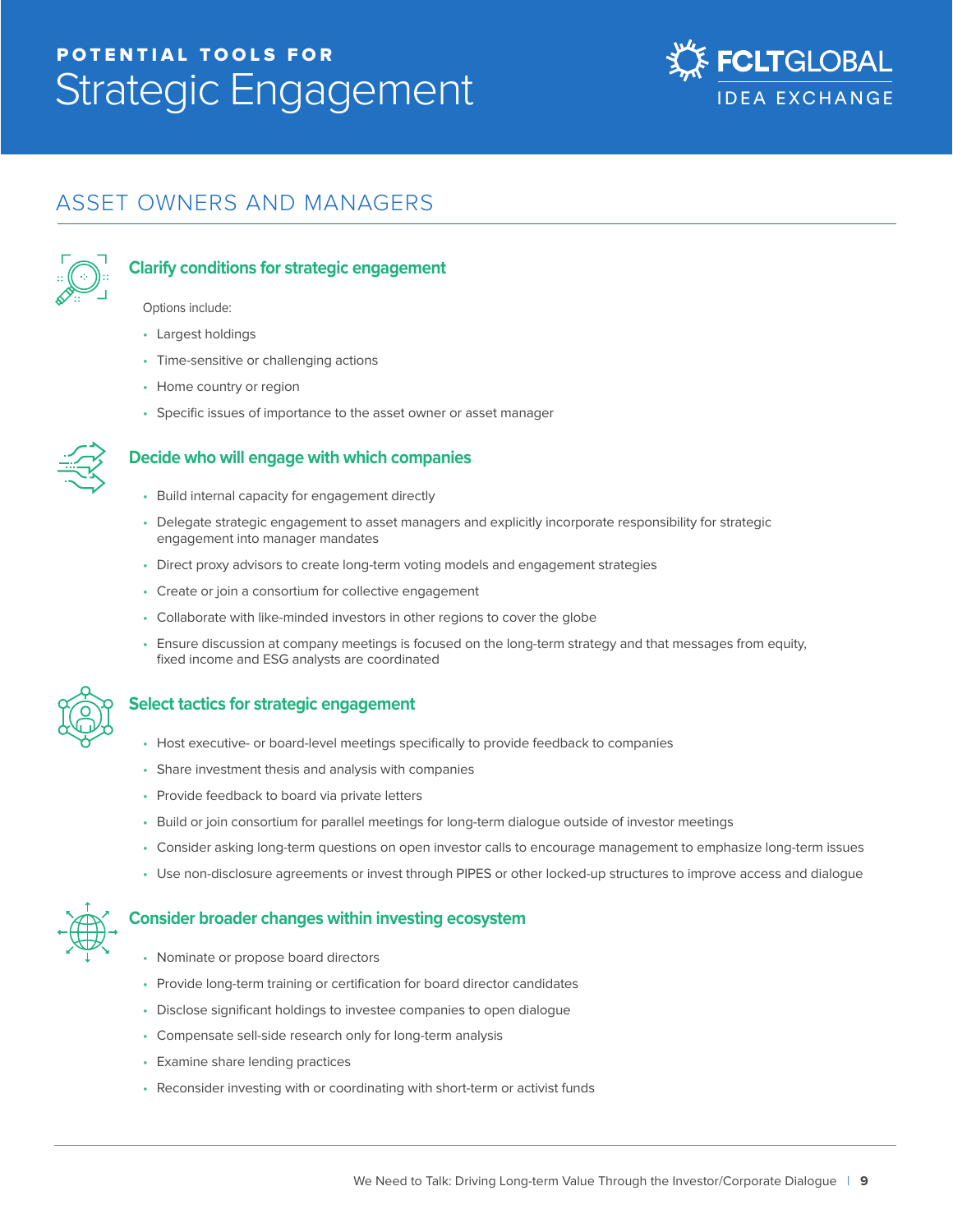# POTENTIAL TOOLS FOR Strategic Engagement

FCLTGLOBAL IDEA EXCHANGE

## ASSET OWNERS AND MANAGERS

### Clarify conditions for strategic engagement

Options include:

- Largest holdings
- Time-sensitive or challenging actions
- Home country or region
- Specific issues of importance to the asset owner or asset manager

### Decide who will engage with which companies

- Build internal capacity for engagement directly
- Delegate strategic engagement to asset managers and explicitly incorporate responsibility for strategic engagement into manager mandates
- Direct proxy advisors to create long-term voting models and engagement strategies
- Create or join a consortium for collective engagement
- Collaborate with like-minded investors in other regions to cover the globe
- Ensure discussion at company meetings is focused on the long-term strategy and that messages from equity, fixed income and ESG analysts are coordinated

### Select tactics for strategic engagement

- Host executive- or board-level meetings specifically to provide feedback to companies
- Share investment thesis and analysis with companies
- Provide feedback to board via private letters
- Build or join consortium for parallel meetings for long-term dialogue outside of investor meetings
- Consider asking long-term questions on open investor calls to encourage management to emphasize long-term issues
- Use non-disclosure agreements or invest through PIPES or other locked-up structures to improve access and dialogue

### Consider broader changes within investing ecosystem

- Nominate or propose board directors
- Provide long-term training or certification for board director candidates
- Disclose significant holdings to investee companies to open dialogue
- Compensate sell-side research only for long-term analysis
- Examine share lending practices
- Reconsider investing with or coordinating with short-term or activist funds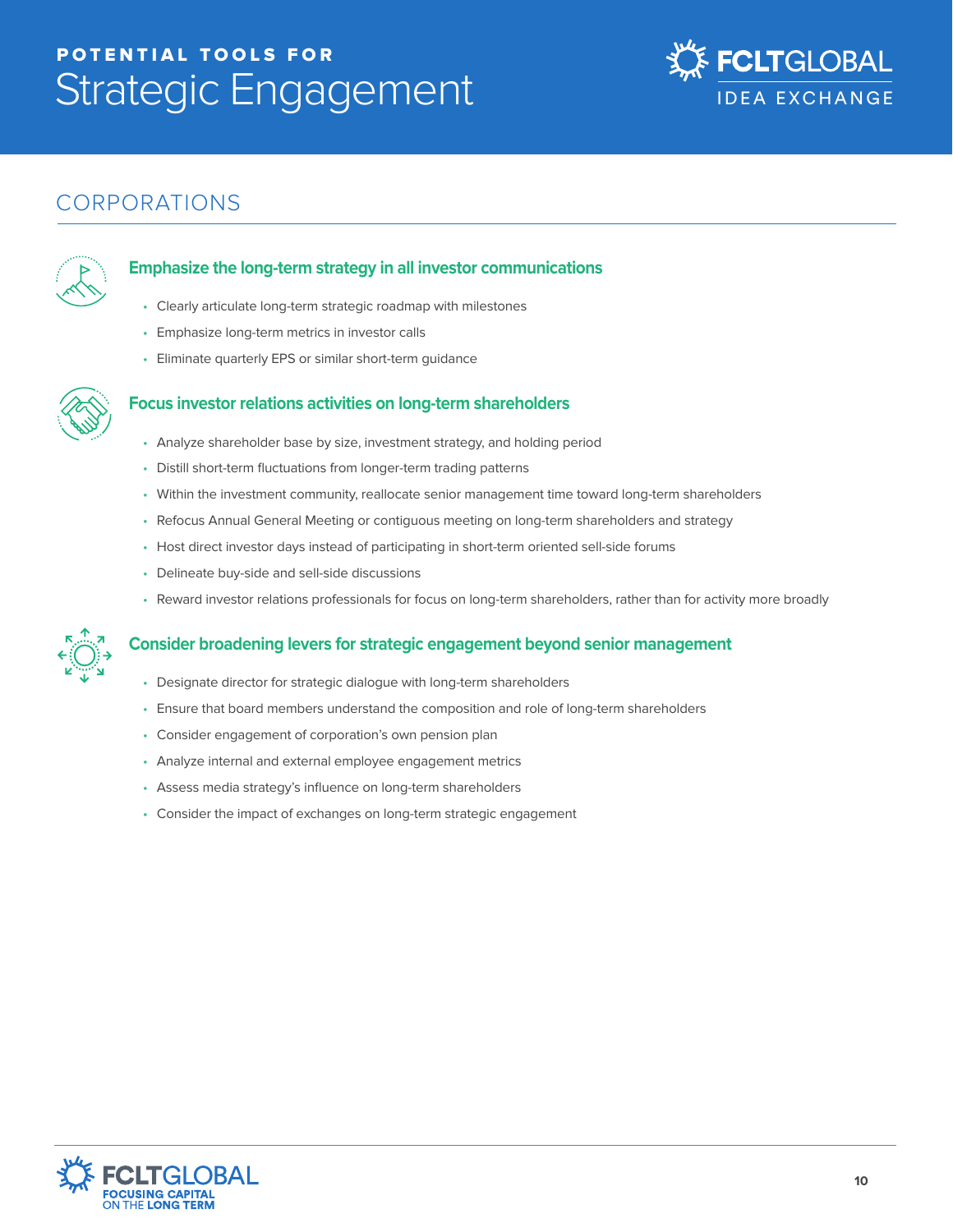# POTENTIAL TOOLS FOR Strategic Engagement

## CORPORATIONS

### Emphasize the long-term strategy in all investor communications

- Clearly articulate long-term strategic roadmap with milestones
- Emphasize long-term metrics in investor calls
- Eliminate quarterly EPS or similar short-term guidance

### Focus investor relations activities on long-term shareholders

- Analyze shareholder base by size, investment strategy, and holding period
- Distill short-term fluctuations from longer-term trading patterns
- Within the investment community, reallocate senior management time toward long-term shareholders
- Refocus Annual General Meeting or contiguous meeting on long-term shareholders and strategy
- Host direct investor days instead of participating in short-term oriented sell-side forums
- Delineate buy-side and sell-side discussions
- Reward investor relations professionals for focus on long-term shareholders, rather than for activity more broadly

### Consider broadening levers for strategic engagement beyond senior management

- Designate director for strategic dialogue with long-term shareholders
- Ensure that board members understand the composition and role of long-term shareholders
- Consider engagement of corporation's own pension plan
- Analyze internal and external employee engagement metrics
- Assess media strategy's influence on long-term shareholders
- Consider the impact of exchanges on long-term strategic engagement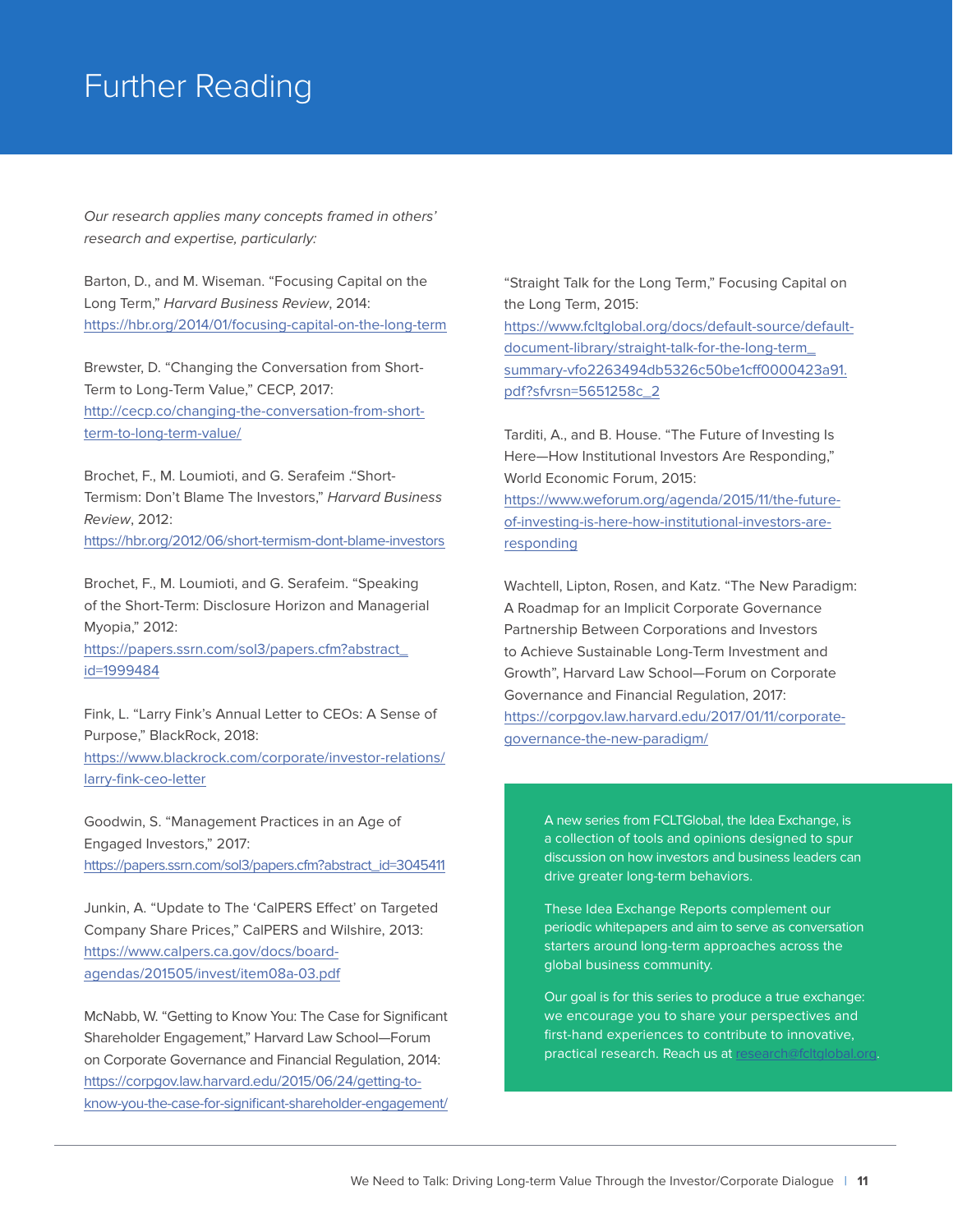# Further Reading

*Our research applies many concepts framed in others' research and expertise, particularly:*

Barton, D., and M. Wiseman. "Focusing Capital on the Long Term," *Harvard Business Review*, 2014: https://hbr.org/2014/01/focusing-capital-on-the-long-term

Brewster, D. "Changing the Conversation from Short-Term to Long-Term Value," CECP, 2017: http://cecp.co/changing-the-conversation-from-short-term-to-long-term-value/

Brochet, F., M. Loumioti, and G. Serafeim ."Short-Termism: Don't Blame The Investors," *Harvard Business Review*, 2012: https://hbr.org/2012/06/short-termism-dont-blame-investors

Brochet, F., M. Loumioti, and G. Serafeim. "Speaking of the Short-Term: Disclosure Horizon and Managerial Myopia," 2012: https://papers.ssrn.com/sol3/papers.cfm?abstract_id=1999484

Fink, L. "Larry Fink's Annual Letter to CEOs: A Sense of Purpose," BlackRock, 2018: https://www.blackrock.com/corporate/investor-relations/larry-fink-ceo-letter

Goodwin, S. "Management Practices in an Age of Engaged Investors," 2017: https://papers.ssrn.com/sol3/papers.cfm?abstract_id=3045411

Junkin, A. "Update to The 'CalPERS Effect' on Targeted Company Share Prices," CalPERS and Wilshire, 2013: https://www.calpers.ca.gov/docs/board-agendas/201505/invest/item08a-03.pdf

McNabb, W. "Getting to Know You: The Case for Significant Shareholder Engagement," Harvard Law School—Forum on Corporate Governance and Financial Regulation, 2014: https://corpgov.law.harvard.edu/2015/06/24/getting-to-know-you-the-case-for-significant-shareholder-engagement/

"Straight Talk for the Long Term," Focusing Capital on the Long Term, 2015: https://www.fcltglobal.org/docs/default-source/default-document-library/straight-talk-for-the-long-term_summary-vfo2263494db5326c50be1cff0000423a91.pdf?sfvrsn=5651258c_2

Tarditi, A., and B. House. "The Future of Investing Is Here—How Institutional Investors Are Responding," World Economic Forum, 2015: https://www.weforum.org/agenda/2015/11/the-future-of-investing-is-here-how-institutional-investors-are-responding

Wachtell, Lipton, Rosen, and Katz. "The New Paradigm: A Roadmap for an Implicit Corporate Governance Partnership Between Corporations and Investors to Achieve Sustainable Long-Term Investment and Growth", Harvard Law School—Forum on Corporate Governance and Financial Regulation, 2017: https://corpgov.law.harvard.edu/2017/01/11/corporate-governance-the-new-paradigm/

A new series from FCLTGlobal, the Idea Exchange, is a collection of tools and opinions designed to spur discussion on how investors and business leaders can drive greater long-term behaviors.

These Idea Exchange Reports complement our periodic whitepapers and aim to serve as conversation starters around long-term approaches across the global business community.

Our goal is for this series to produce a true exchange: we encourage you to share your perspectives and first-hand experiences to contribute to innovative, practical research. Reach us at research@fcltglobal.org.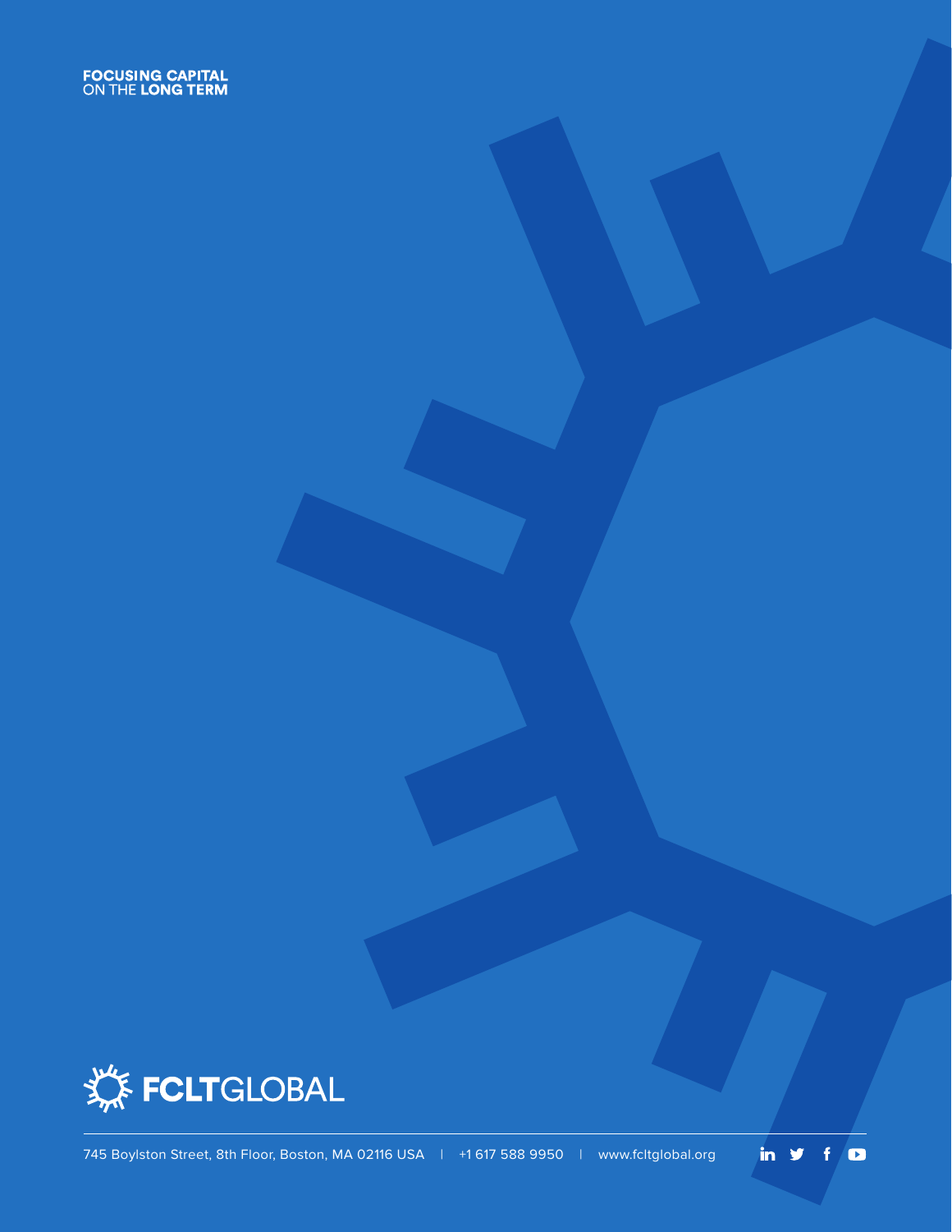FOCUSING CAPITAL
ON THE **LONG TERM**

**FCLT**GLOBAL

745 Boylston Street, 8th Floor, Boston, MA 02116 USA | +1 617 588 9950 | www.fcltglobal.org